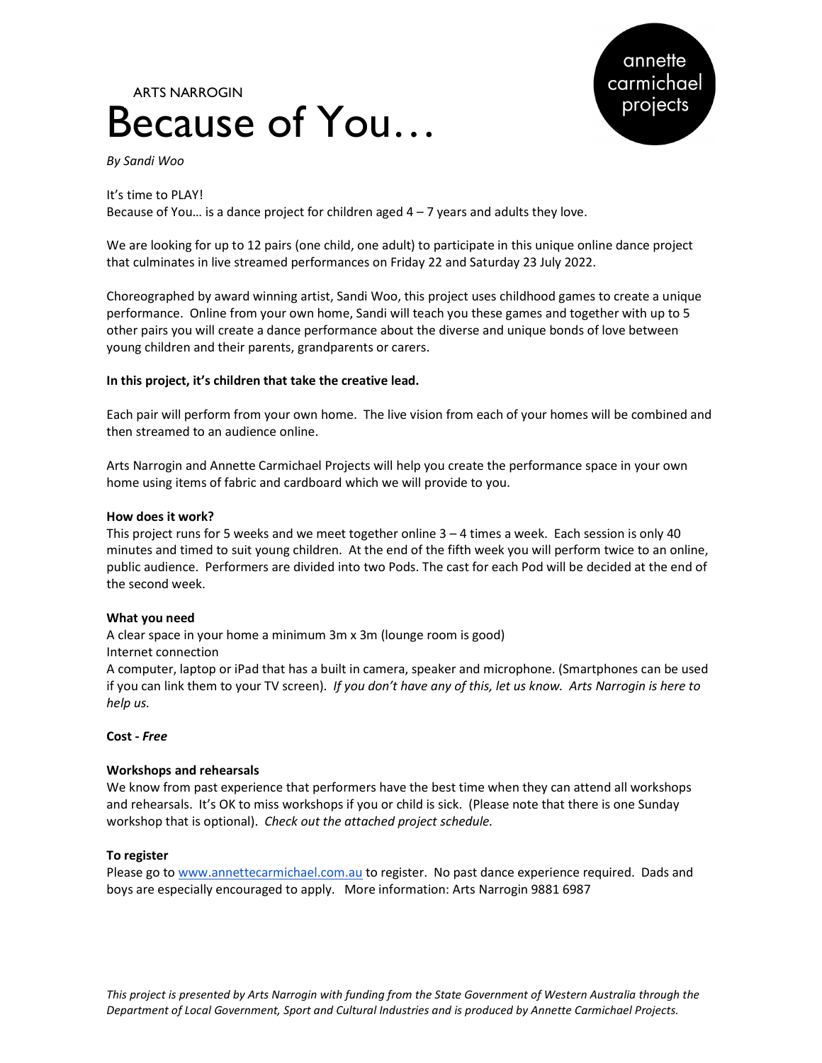annette carmichael projects

ARTS NARROGIN

# Because of You…

*By Sandi Woo*

It's time to PLAY!
Because of You… is a dance project for children aged 4 – 7 years and adults they love.

We are looking for up to 12 pairs (one child, one adult) to participate in this unique online dance project that culminates in live streamed performances on Friday 22 and Saturday 23 July 2022.

Choreographed by award winning artist, Sandi Woo, this project uses childhood games to create a unique performance. Online from your own home, Sandi will teach you these games and together with up to 5 other pairs you will create a dance performance about the diverse and unique bonds of love between young children and their parents, grandparents or carers.

**In this project, it's children that take the creative lead.**

Each pair will perform from your own home. The live vision from each of your homes will be combined and then streamed to an audience online.

Arts Narrogin and Annette Carmichael Projects will help you create the performance space in your own home using items of fabric and cardboard which we will provide to you.

**How does it work?**
This project runs for 5 weeks and we meet together online 3 – 4 times a week. Each session is only 40 minutes and timed to suit young children. At the end of the fifth week you will perform twice to an online, public audience. Performers are divided into two Pods. The cast for each Pod will be decided at the end of the second week.

**What you need**
A clear space in your home a minimum 3m x 3m (lounge room is good)
Internet connection
A computer, laptop or iPad that has a built in camera, speaker and microphone. (Smartphones can be used if you can link them to your TV screen). *If you don't have any of this, let us know. Arts Narrogin is here to help us.*

**Cost -** ***Free***

**Workshops and rehearsals**
We know from past experience that performers have the best time when they can attend all workshops and rehearsals. It's OK to miss workshops if you or child is sick. (Please note that there is one Sunday workshop that is optional). *Check out the attached project schedule.*

**To register**
Please go to www.annettecarmichael.com.au to register. No past dance experience required. Dads and boys are especially encouraged to apply. More information: Arts Narrogin 9881 6987

*This project is presented by Arts Narrogin with funding from the State Government of Western Australia through the Department of Local Government, Sport and Cultural Industries and is produced by Annette Carmichael Projects.*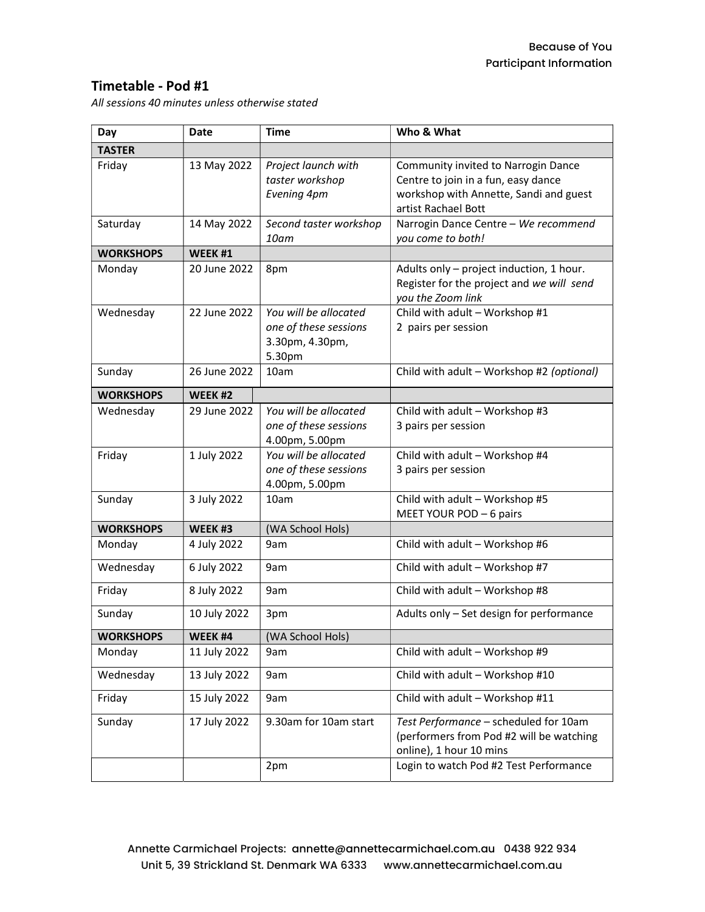## Timetable - Pod #1

*All sessions 40 minutes unless otherwise stated*

| Day | Date | Time | Who & What |
|---|---|---|---|
| **TASTER** | | | |
| Friday | 13 May 2022 | *Project launch with taster workshop Evening 4pm* | Community invited to Narrogin Dance Centre to join in a fun, easy dance workshop with Annette, Sandi and guest artist Rachael Bott |
| Saturday | 14 May 2022 | *Second taster workshop 10am* | Narrogin Dance Centre – *We recommend you come to both!* |
| **WORKSHOPS** | **WEEK #1** | | |
| Monday | 20 June 2022 | 8pm | Adults only – project induction, 1 hour. Register for the project and *we will send you the Zoom link* |
| Wednesday | 22 June 2022 | *You will be allocated one of these sessions* 3.30pm, 4.30pm, 5.30pm | Child with adult – Workshop #1<br>2 pairs per session |
| Sunday | 26 June 2022 | 10am | Child with adult – Workshop #2 *(optional)* |
| **WORKSHOPS** | **WEEK #2** | | |
| Wednesday | 29 June 2022 | *You will be allocated one of these sessions* 4.00pm, 5.00pm | Child with adult – Workshop #3<br>3 pairs per session |
| Friday | 1 July 2022 | *You will be allocated one of these sessions* 4.00pm, 5.00pm | Child with adult – Workshop #4<br>3 pairs per session |
| Sunday | 3 July 2022 | 10am | Child with adult – Workshop #5<br>MEET YOUR POD – 6 pairs |
| **WORKSHOPS** | **WEEK #3** | (WA School Hols) | |
| Monday | 4 July 2022 | 9am | Child with adult – Workshop #6 |
| Wednesday | 6 July 2022 | 9am | Child with adult – Workshop #7 |
| Friday | 8 July 2022 | 9am | Child with adult – Workshop #8 |
| Sunday | 10 July 2022 | 3pm | Adults only – Set design for performance |
| **WORKSHOPS** | **WEEK #4** | (WA School Hols) | |
| Monday | 11 July 2022 | 9am | Child with adult – Workshop #9 |
| Wednesday | 13 July 2022 | 9am | Child with adult – Workshop #10 |
| Friday | 15 July 2022 | 9am | Child with adult – Workshop #11 |
| Sunday | 17 July 2022 | 9.30am for 10am start | *Test Performance* – scheduled for 10am (performers from Pod #2 will be watching online), 1 hour 10 mins |
| | | 2pm | Login to watch Pod #2 Test Performance |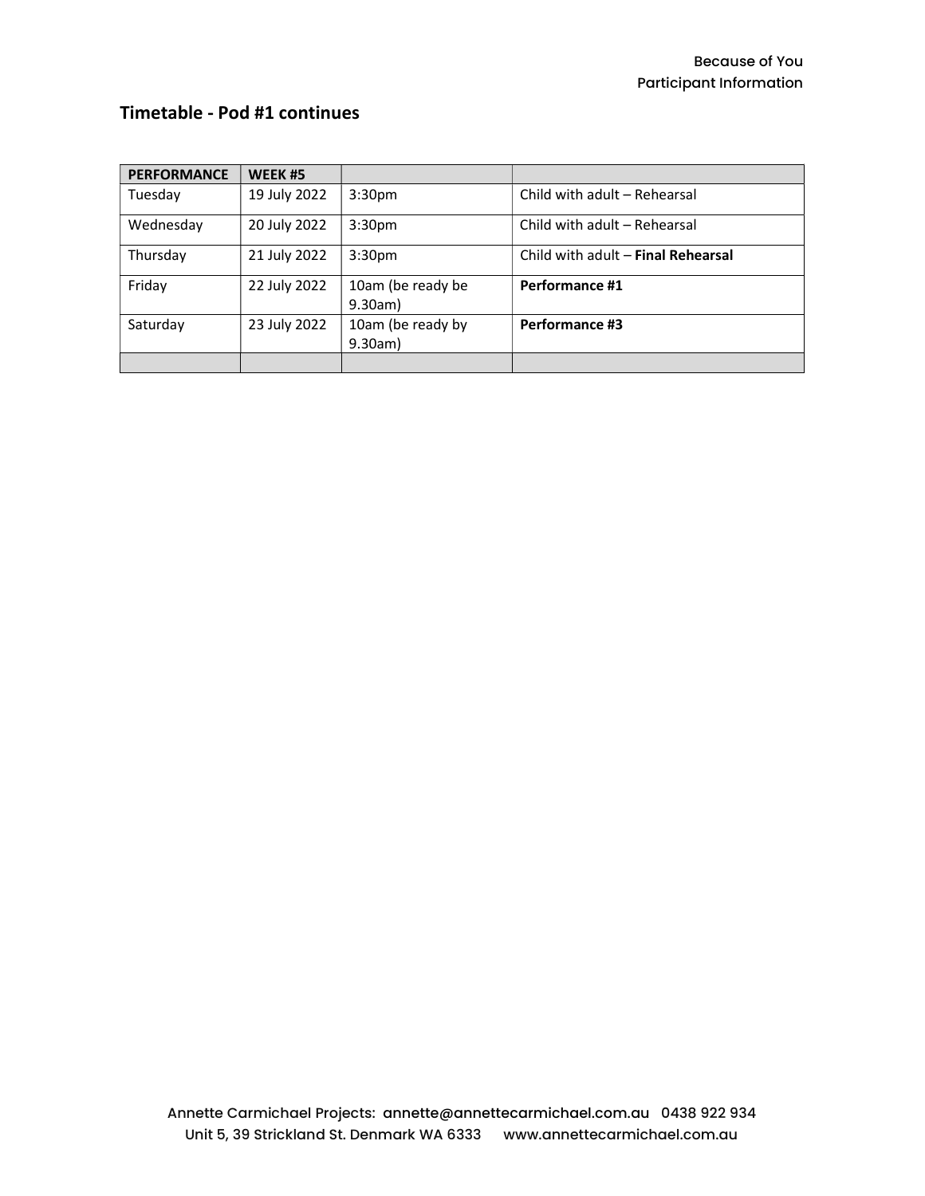## Timetable - Pod #1 continues

| PERFORMANCE | WEEK #5 | | |
|---|---|---|---|
| Tuesday | 19 July 2022 | 3:30pm | Child with adult – Rehearsal |
| Wednesday | 20 July 2022 | 3:30pm | Child with adult – Rehearsal |
| Thursday | 21 July 2022 | 3:30pm | Child with adult – **Final Rehearsal** |
| Friday | 22 July 2022 | 10am (be ready be 9.30am) | **Performance #1** |
| Saturday | 23 July 2022 | 10am (be ready by 9.30am) | **Performance #3** |
| | | | |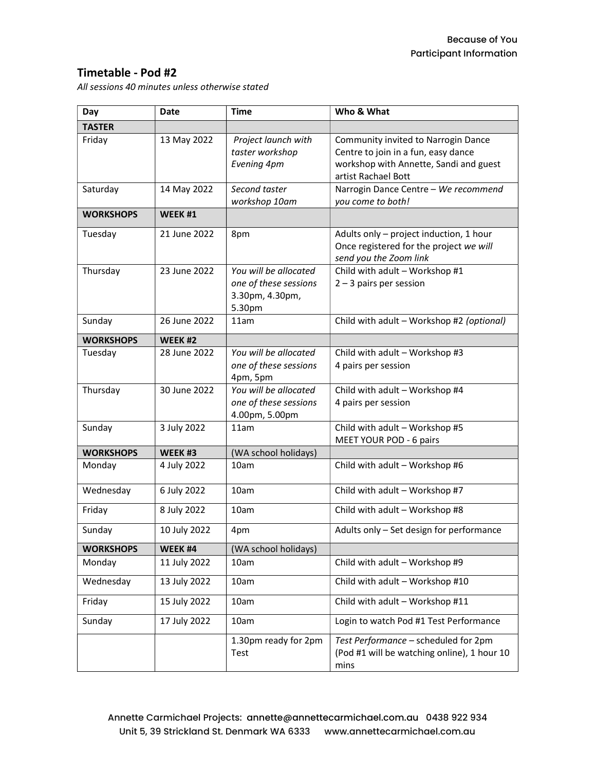## Timetable - Pod #2

*All sessions 40 minutes unless otherwise stated*

| Day | Date | Time | Who & What |
|---|---|---|---|
| **TASTER** | | | |
| Friday | 13 May 2022 | *Project launch with taster workshop Evening 4pm* | Community invited to Narrogin Dance Centre to join in a fun, easy dance workshop with Annette, Sandi and guest artist Rachael Bott |
| Saturday | 14 May 2022 | *Second taster workshop 10am* | Narrogin Dance Centre – *We recommend you come to both!* |
| **WORKSHOPS** | **WEEK #1** | | |
| Tuesday | 21 June 2022 | 8pm | Adults only – project induction, 1 hour Once registered for the project *we will send you the Zoom link* |
| Thursday | 23 June 2022 | *You will be allocated one of these sessions* 3.30pm, 4.30pm, 5.30pm | Child with adult – Workshop #1 2 – 3 pairs per session |
| Sunday | 26 June 2022 | 11am | Child with adult – Workshop #2 *(optional)* |
| **WORKSHOPS** | **WEEK #2** | | |
| Tuesday | 28 June 2022 | *You will be allocated one of these sessions* 4pm, 5pm | Child with adult – Workshop #3 4 pairs per session |
| Thursday | 30 June 2022 | *You will be allocated one of these sessions* 4.00pm, 5.00pm | Child with adult – Workshop #4 4 pairs per session |
| Sunday | 3 July 2022 | 11am | Child with adult – Workshop #5 MEET YOUR POD - 6 pairs |
| **WORKSHOPS** | **WEEK #3** | (WA school holidays) | |
| Monday | 4 July 2022 | 10am | Child with adult – Workshop #6 |
| Wednesday | 6 July 2022 | 10am | Child with adult – Workshop #7 |
| Friday | 8 July 2022 | 10am | Child with adult – Workshop #8 |
| Sunday | 10 July 2022 | 4pm | Adults only – Set design for performance |
| **WORKSHOPS** | **WEEK #4** | (WA school holidays) | |
| Monday | 11 July 2022 | 10am | Child with adult – Workshop #9 |
| Wednesday | 13 July 2022 | 10am | Child with adult – Workshop #10 |
| Friday | 15 July 2022 | 10am | Child with adult – Workshop #11 |
| Sunday | 17 July 2022 | 10am | Login to watch Pod #1 Test Performance |
| | | 1.30pm ready for 2pm Test | *Test Performance* – scheduled for 2pm (Pod #1 will be watching online), 1 hour 10 mins |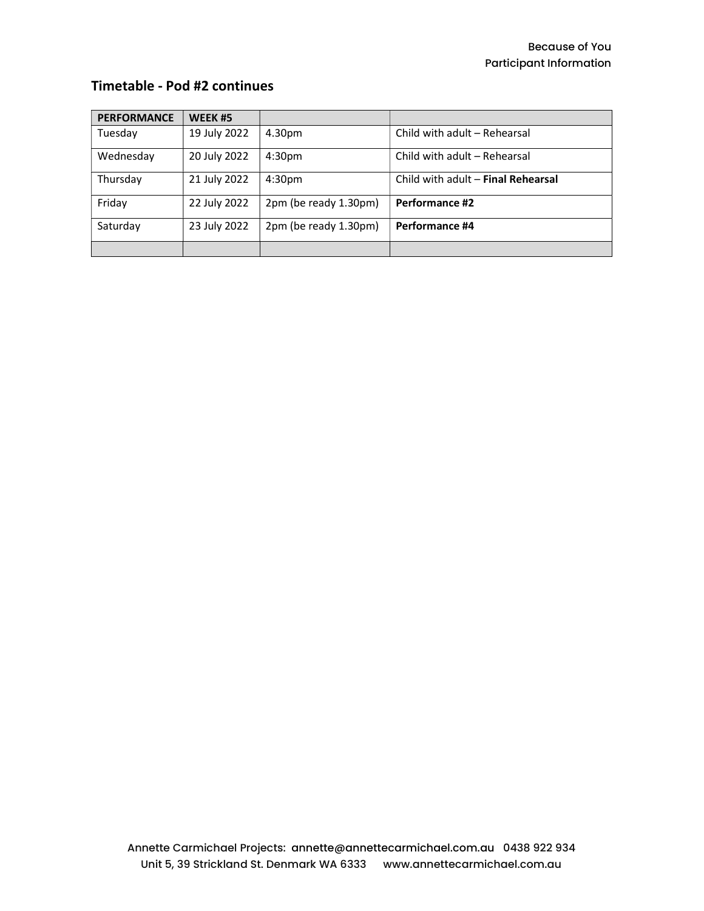## Timetable - Pod #2 continues

| **PERFORMANCE** | **WEEK #5** | | |
|---|---|---|---|
| Tuesday | 19 July 2022 | 4.30pm | Child with adult – Rehearsal |
| Wednesday | 20 July 2022 | 4:30pm | Child with adult – Rehearsal |
| Thursday | 21 July 2022 | 4:30pm | Child with adult – **Final Rehearsal** |
| Friday | 22 July 2022 | 2pm (be ready 1.30pm) | **Performance #2** |
| Saturday | 23 July 2022 | 2pm (be ready 1.30pm) | **Performance #4** |
| | | | |